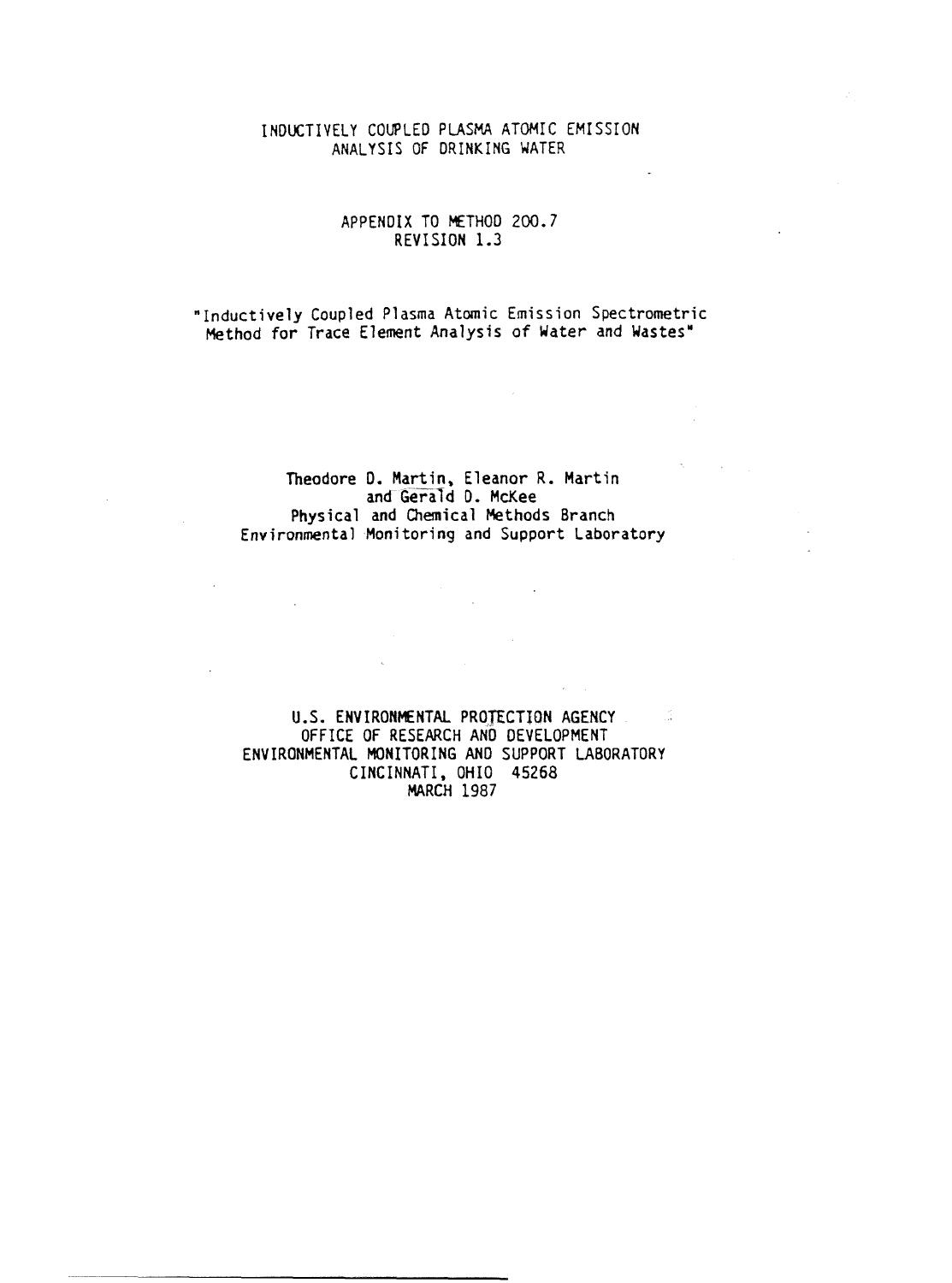# INDUCTIVELY COUPLED PLASMA ATOMIC EMISSION ANALYSIS OF DRINKING WATER

## APPENDIX TO METHOD 200.7 REVISION 1.3

"Inductively Coupled Plasma Atomic Emission Spectrometric Method for Trace Element Analysis of Water and Wastes"

Theodore D. Martin, Eleanor R. Martin
and Gerald D. McKee
Physical and Chemical Methods Branch
Environmental Monitoring and Support Laboratory

U.S. ENVIRONMENTAL PROTECTION AGENCY
OFFICE OF RESEARCH AND DEVELOPMENT
ENVIRONMENTAL MONITORING AND SUPPORT LABORATORY
CINCINNATI, OHIO 45268
MARCH 1987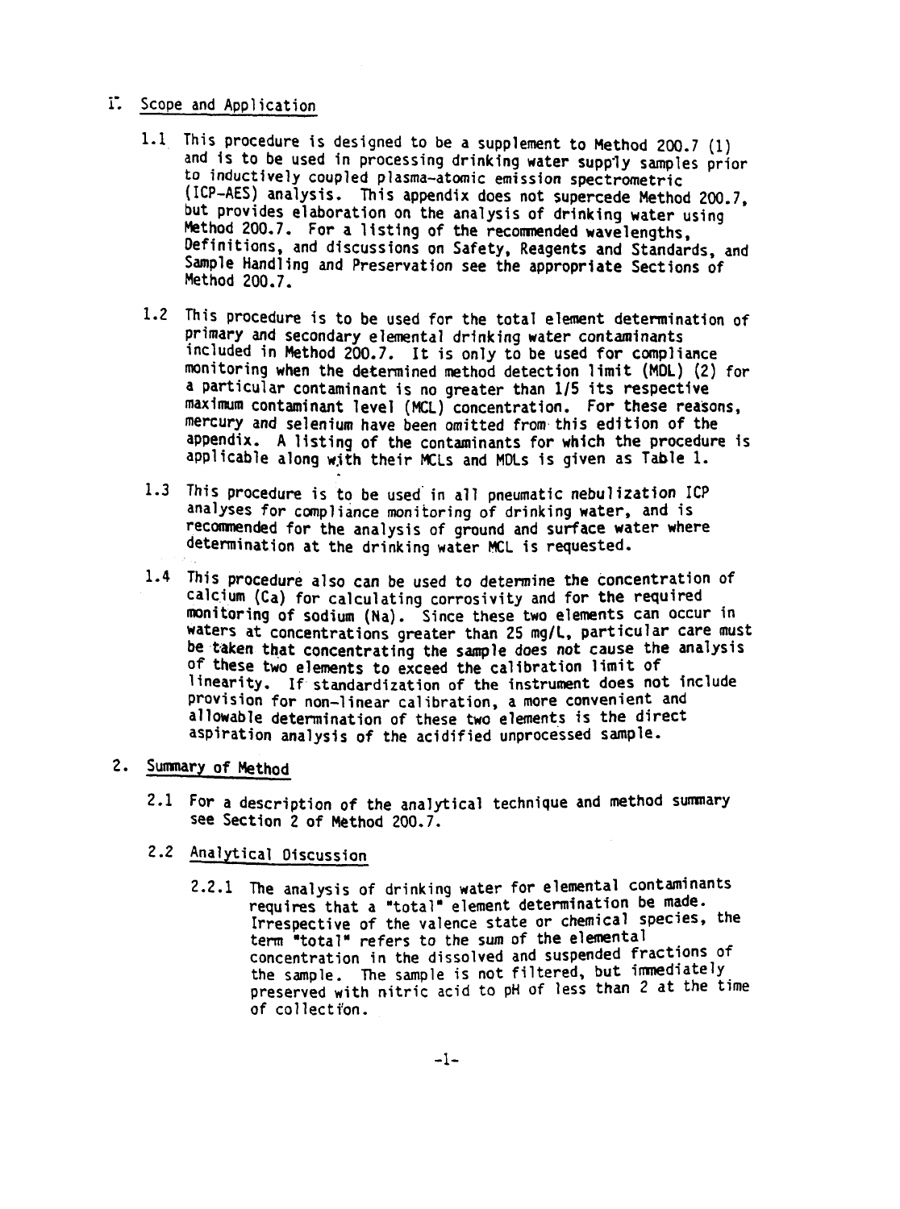## 1. Scope and Application

1.1 This procedure is designed to be a supplement to Method 200.7 (1) and is to be used in processing drinking water supply samples prior to inductively coupled plasma-atomic emission spectrometric (ICP-AES) analysis. This appendix does not supercede Method 200.7, but provides elaboration on the analysis of drinking water using Method 200.7. For a listing of the recommended wavelengths, Definitions, and discussions on Safety, Reagents and Standards, and Sample Handling and Preservation see the appropriate Sections of Method 200.7.

1.2 This procedure is to be used for the total element determination of primary and secondary elemental drinking water contaminants included in Method 200.7. It is only to be used for compliance monitoring when the determined method detection limit (MDL) (2) for a particular contaminant is no greater than 1/5 its respective maximum contaminant level (MCL) concentration. For these reasons, mercury and selenium have been omitted from this edition of the appendix. A listing of the contaminants for which the procedure is applicable along with their MCLs and MDLs is given as Table 1.

1.3 This procedure is to be used in all pneumatic nebulization ICP analyses for compliance monitoring of drinking water, and is recommended for the analysis of ground and surface water where determination at the drinking water MCL is requested.

1.4 This procedure also can be used to determine the concentration of calcium (Ca) for calculating corrosivity and for the required monitoring of sodium (Na). Since these two elements can occur in waters at concentrations greater than 25 mg/L, particular care must be taken that concentrating the sample does not cause the analysis of these two elements to exceed the calibration limit of linearity. If standardization of the instrument does not include provision for non-linear calibration, a more convenient and allowable determination of these two elements is the direct aspiration analysis of the acidified unprocessed sample.

## 2. Summary of Method

2.1 For a description of the analytical technique and method summary see Section 2 of Method 200.7.

### 2.2 Analytical Discussion

2.2.1 The analysis of drinking water for elemental contaminants requires that a "total" element determination be made. Irrespective of the valence state or chemical species, the term "total" refers to the sum of the elemental concentration in the dissolved and suspended fractions of the sample. The sample is not filtered, but immediately preserved with nitric acid to pH of less than 2 at the time of collection.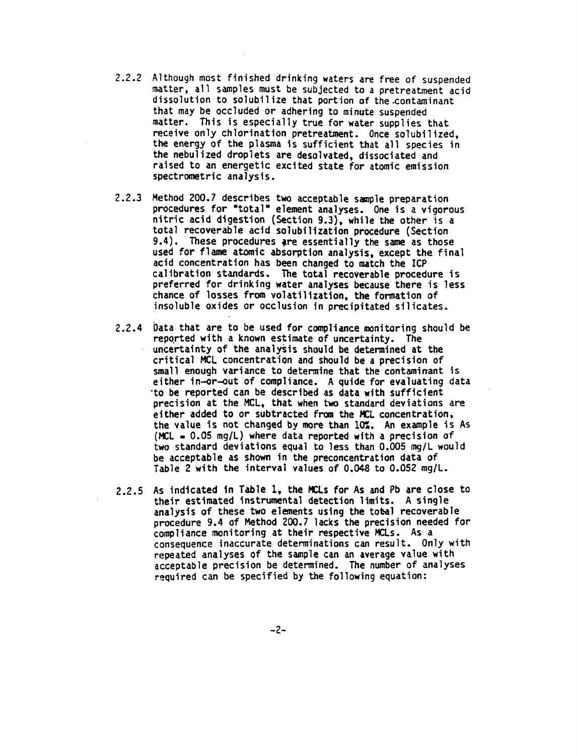2.2.2 Although most finished drinking waters are free of suspended matter, all samples must be subjected to a pretreatment acid dissolution to solubilize that portion of the contaminant that may be occluded or adhering to minute suspended matter. This is especially true for water supplies that receive only chlorination pretreatment. Once solubilized, the energy of the plasma is sufficient that all species in the nebulized droplets are desolvated, dissociated and raised to an energetic excited state for atomic emission spectrometric analysis.

2.2.3 Method 200.7 describes two acceptable sample preparation procedures for "total" element analyses. One is a vigorous nitric acid digestion (Section 9.3), while the other is a total recoverable acid solubilization procedure (Section 9.4). These procedures are essentially the same as those used for flame atomic absorption analysis, except the final acid concentration has been changed to match the ICP calibration standards. The total recoverable procedure is preferred for drinking water analyses because there is less chance of losses from volatilization, the formation of insoluble oxides or occlusion in precipitated silicates.

2.2.4 Data that are to be used for compliance monitoring should be reported with a known estimate of uncertainty. The uncertainty of the analysis should be determined at the critical MCL concentration and should be a precision of small enough variance to determine that the contaminant is either in-or-out of compliance. A quide for evaluating data to be reported can be described as data with sufficient precision at the MCL, that when two standard deviations are either added to or subtracted from the MCL concentration, the value is not changed by more than 10%. An example is As (MCL = 0.05 mg/L) where data reported with a precision of two standard deviations equal to less than 0.005 mg/L would be acceptable as shown in the preconcentration data of Table 2 with the interval values of 0.048 to 0.052 mg/L.

2.2.5 As indicated in Table 1, the MCLs for As and Pb are close to their estimated instrumental detection limits. A single analysis of these two elements using the total recoverable procedure 9.4 of Method 200.7 lacks the precision needed for compliance monitoring at their respective MCLs. As a consequence inaccurate determinations can result. Only with repeated analyses of the sample can an average value with acceptable precision be determined. The number of analyses required can be specified by the following equation: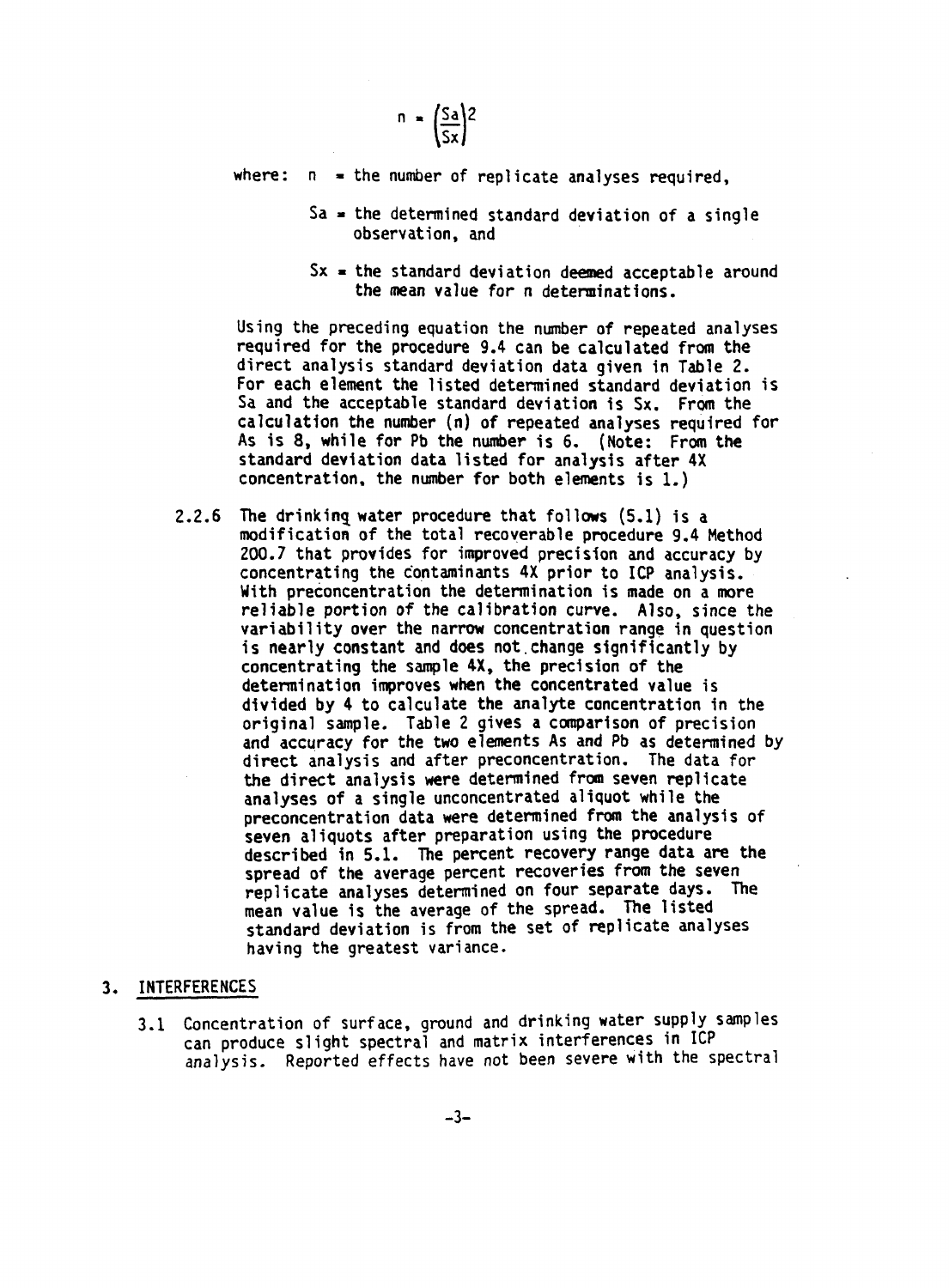$$n = \left(\frac{Sa}{Sx}\right)^2$$

where: $n$ = the number of replicate analyses required,

$Sa$ = the determined standard deviation of a single observation, and

$Sx$ = the standard deviation deemed acceptable around the mean value for $n$ determinations.

Using the preceding equation the number of repeated analyses required for the procedure 9.4 can be calculated from the direct analysis standard deviation data given in Table 2. For each element the listed determined standard deviation is Sa and the acceptable standard deviation is Sx. From the calculation the number (n) of repeated analyses required for As is 8, while for Pb the number is 6. (Note: From the standard deviation data listed for analysis after 4X concentration, the number for both elements is 1.)

2.2.6 The drinking water procedure that follows (5.1) is a modification of the total recoverable procedure 9.4 Method 200.7 that provides for improved precision and accuracy by concentrating the contaminants 4X prior to ICP analysis. With preconcentration the determination is made on a more reliable portion of the calibration curve. Also, since the variability over the narrow concentration range in question is nearly constant and does not change significantly by concentrating the sample 4X, the precision of the determination improves when the concentrated value is divided by 4 to calculate the analyte concentration in the original sample. Table 2 gives a comparison of precision and accuracy for the two elements As and Pb as determined by direct analysis and after preconcentration. The data for the direct analysis were determined from seven replicate analyses of a single unconcentrated aliquot while the preconcentration data were determined from the analysis of seven aliquots after preparation using the procedure described in 5.1. The percent recovery range data are the spread of the average percent recoveries from the seven replicate analyses determined on four separate days. The mean value is the average of the spread. The listed standard deviation is from the set of replicate analyses having the greatest variance.

## 3. INTERFERENCES

3.1 Concentration of surface, ground and drinking water supply samples can produce slight spectral and matrix interferences in ICP analysis. Reported effects have not been severe with the spectral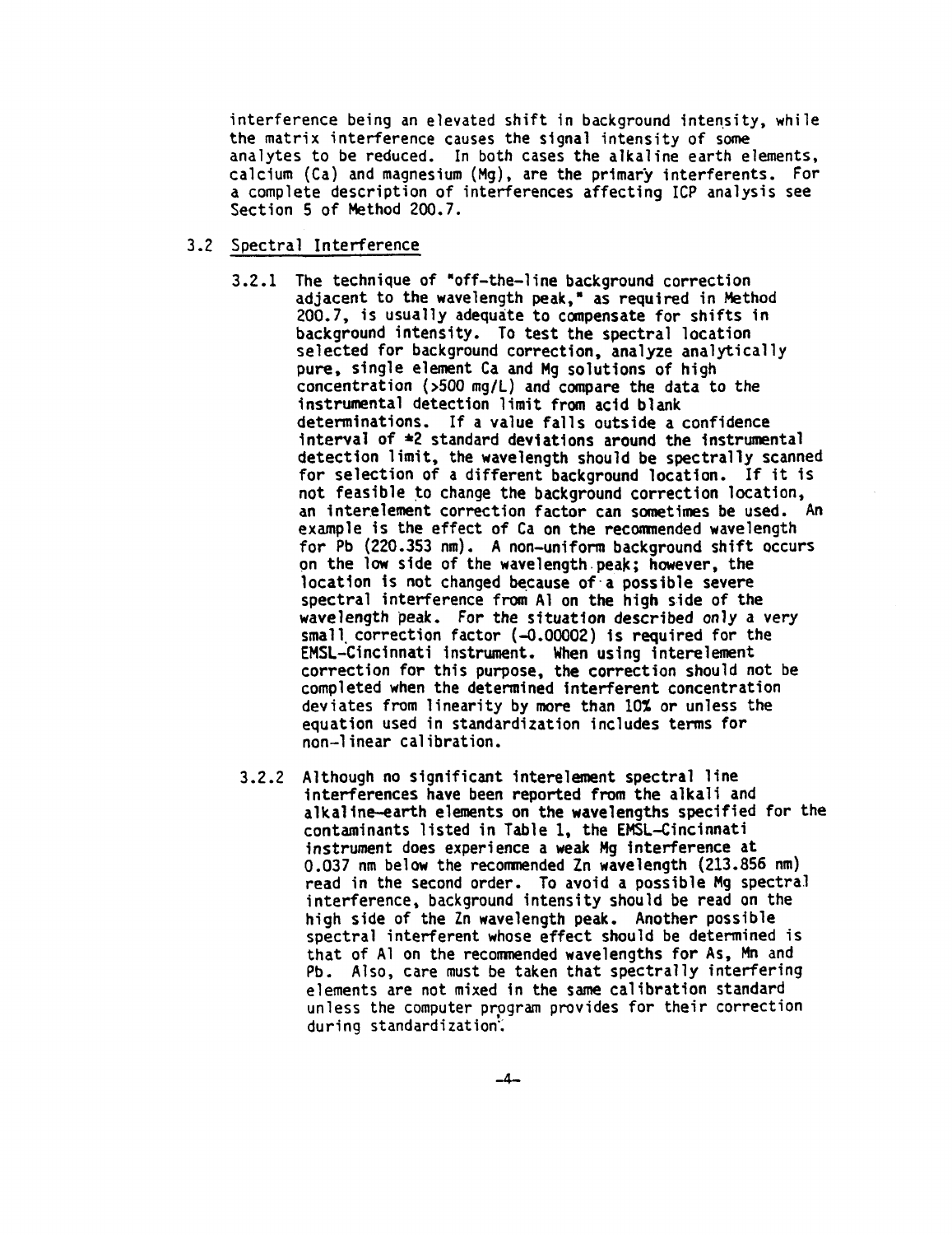interference being an elevated shift in background intensity, while the matrix interference causes the signal intensity of some analytes to be reduced. In both cases the alkaline earth elements, calcium (Ca) and magnesium (Mg), are the primary interferents. For a complete description of interferences affecting ICP analysis see Section 5 of Method 200.7.

3.2 Spectral Interference

3.2.1 The technique of "off-the-line background correction adjacent to the wavelength peak," as required in Method 200.7, is usually adequate to compensate for shifts in background intensity. To test the spectral location selected for background correction, analyze analytically pure, single element Ca and Mg solutions of high concentration (>500 mg/L) and compare the data to the instrumental detection limit from acid blank determinations. If a value falls outside a confidence interval of ±2 standard deviations around the instrumental detection limit, the wavelength should be spectrally scanned for selection of a different background location. If it is not feasible to change the background correction location, an interelement correction factor can sometimes be used. An example is the effect of Ca on the recommended wavelength for Pb (220.353 nm). A non-uniform background shift occurs on the low side of the wavelength peak; however, the location is not changed because of a possible severe spectral interference from Al on the high side of the wavelength peak. For the situation described only a very small correction factor (-0.00002) is required for the EMSL-Cincinnati instrument. When using interelement correction for this purpose, the correction should not be completed when the determined interferent concentration deviates from linearity by more than 10% or unless the equation used in standardization includes terms for non-linear calibration.

3.2.2 Although no significant interelement spectral line interferences have been reported from the alkali and alkaline-earth elements on the wavelengths specified for the contaminants listed in Table 1, the EMSL-Cincinnati instrument does experience a weak Mg interference at 0.037 nm below the recommended Zn wavelength (213.856 nm) read in the second order. To avoid a possible Mg spectral interference, background intensity should be read on the high side of the Zn wavelength peak. Another possible spectral interferent whose effect should be determined is that of Al on the recommended wavelengths for As, Mn and Pb. Also, care must be taken that spectrally interfering elements are not mixed in the same calibration standard unless the computer program provides for their correction during standardization.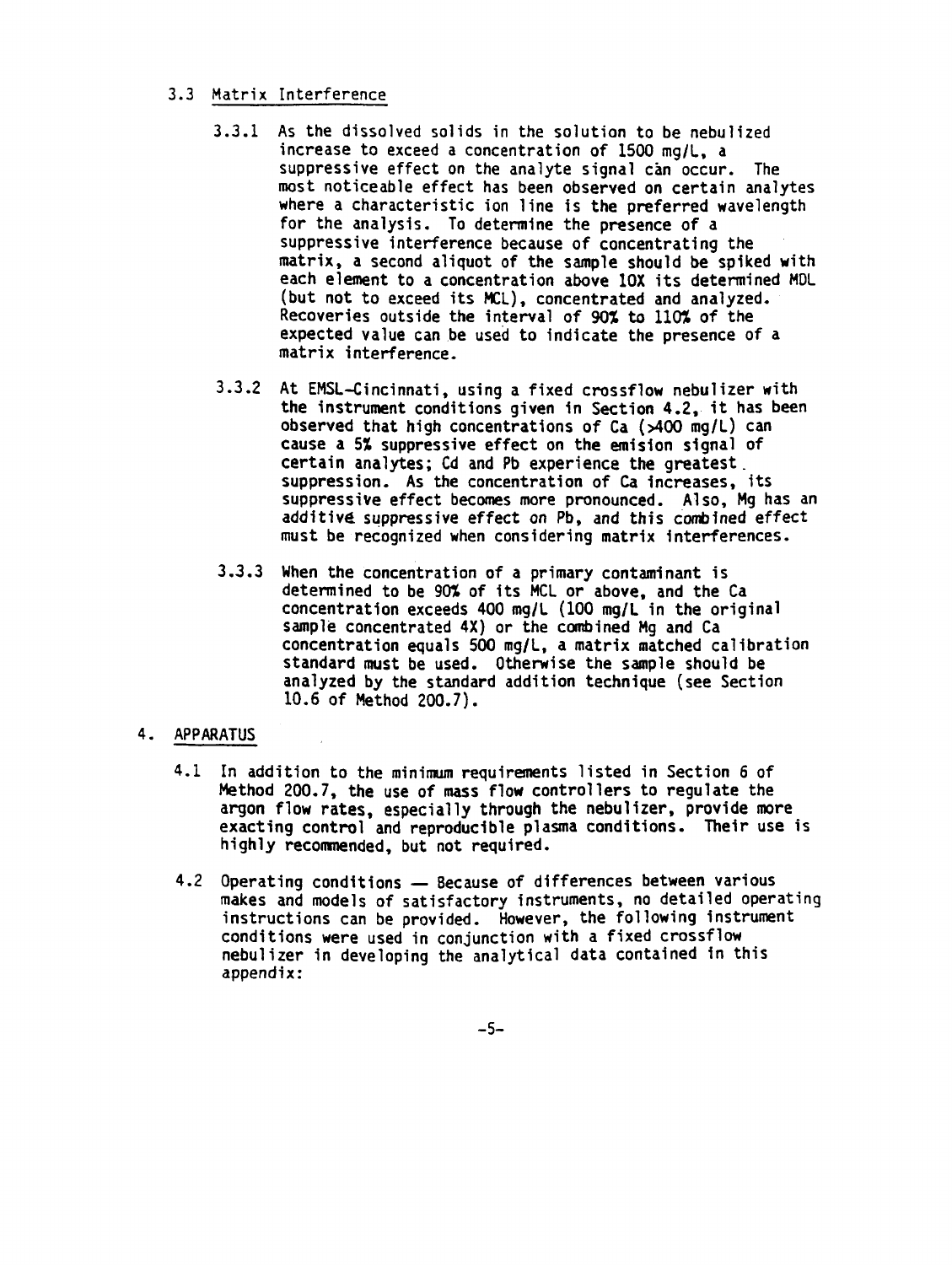### 3.3 Matrix Interference

3.3.1 As the dissolved solids in the solution to be nebulized increase to exceed a concentration of 1500 mg/L, a suppressive effect on the analyte signal can occur. The most noticeable effect has been observed on certain analytes where a characteristic ion line is the preferred wavelength for the analysis. To determine the presence of a suppressive interference because of concentrating the matrix, a second aliquot of the sample should be spiked with each element to a concentration above 10X its determined MDL (but not to exceed its MCL), concentrated and analyzed. Recoveries outside the interval of 90% to 110% of the expected value can be used to indicate the presence of a matrix interference.

3.3.2 At EMSL-Cincinnati, using a fixed crossflow nebulizer with the instrument conditions given in Section 4.2, it has been observed that high concentrations of Ca (>400 mg/L) can cause a 5% suppressive effect on the emision signal of certain analytes; Cd and Pb experience the greatest suppression. As the concentration of Ca increases, its suppressive effect becomes more pronounced. Also, Mg has an additive suppressive effect on Pb, and this combined effect must be recognized when considering matrix interferences.

3.3.3 When the concentration of a primary contaminant is determined to be 90% of its MCL or above, and the Ca concentration exceeds 400 mg/L (100 mg/L in the original sample concentrated 4X) or the combined Mg and Ca concentration equals 500 mg/L, a matrix matched calibration standard must be used. Otherwise the sample should be analyzed by the standard addition technique (see Section 10.6 of Method 200.7).

## 4. APPARATUS

4.1 In addition to the minimum requirements listed in Section 6 of Method 200.7, the use of mass flow controllers to regulate the argon flow rates, especially through the nebulizer, provide more exacting control and reproducible plasma conditions. Their use is highly recommended, but not required.

4.2 Operating conditions — Because of differences between various makes and models of satisfactory instruments, no detailed operating instructions can be provided. However, the following instrument conditions were used in conjunction with a fixed crossflow nebulizer in developing the analytical data contained in this appendix: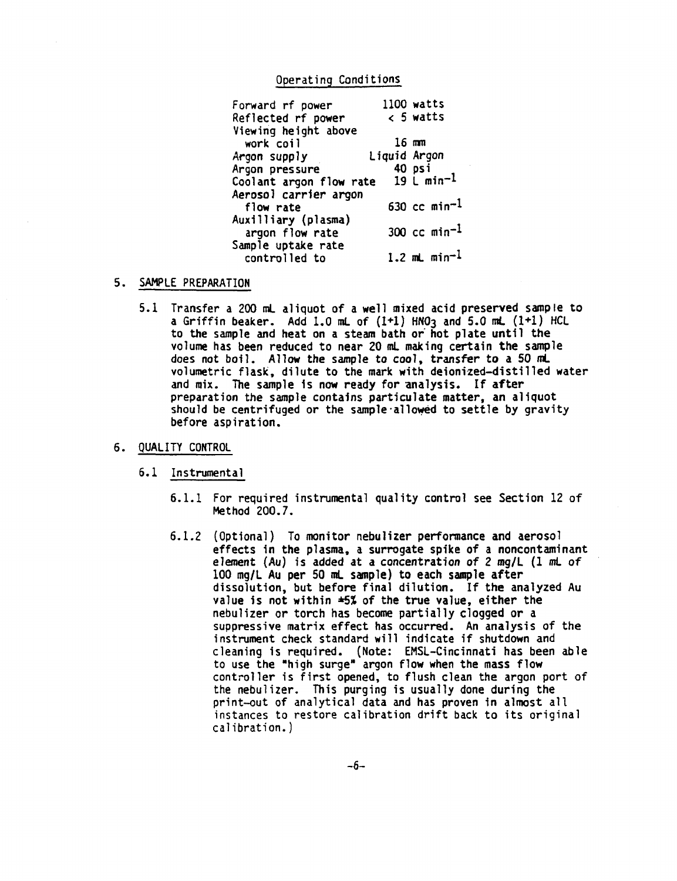Operating Conditions

| | |
|---|---|
| Forward rf power | 1100 watts |
| Reflected rf power | < 5 watts |
| Viewing height above work coil | 16 mm |
| Argon supply | Liquid Argon |
| Argon pressure | 40 psi |
| Coolant argon flow rate | 19 L $min^{-1}$ |
| Aerosol carrier argon flow rate | 630 cc $min^{-1}$ |
| Auxilliary (plasma) argon flow rate | 300 cc $min^{-1}$ |
| Sample uptake rate controlled to | 1.2 mL $min^{-1}$ |

## 5. SAMPLE PREPARATION

5.1 Transfer a 200 mL aliquot of a well mixed acid preserved sample to a Griffin beaker. Add 1.0 mL of (1+1) $HNO_3$ and 5.0 mL (1+1) HCL to the sample and heat on a steam bath or hot plate until the volume has been reduced to near 20 mL making certain the sample does not boil. Allow the sample to cool, transfer to a 50 mL volumetric flask, dilute to the mark with deionized-distilled water and mix. The sample is now ready for analysis. If after preparation the sample contains particulate matter, an aliquot should be centrifuged or the sample allowed to settle by gravity before aspiration.

## 6. QUALITY CONTROL

### 6.1 Instrumental

6.1.1 For required instrumental quality control see Section 12 of Method 200.7.

6.1.2 (Optional) To monitor nebulizer performance and aerosol effects in the plasma, a surrogate spike of a noncontaminant element (Au) is added at a concentration of 2 mg/L (1 mL of 100 mg/L Au per 50 mL sample) to each sample after dissolution, but before final dilution. If the analyzed Au value is not within ±5% of the true value, either the nebulizer or torch has become partially clogged or a suppressive matrix effect has occurred. An analysis of the instrument check standard will indicate if shutdown and cleaning is required. (Note: EMSL-Cincinnati has been able to use the "high surge" argon flow when the mass flow controller is first opened, to flush clean the argon port of the nebulizer. This purging is usually done during the print-out of analytical data and has proven in almost all instances to restore calibration drift back to its original calibration.)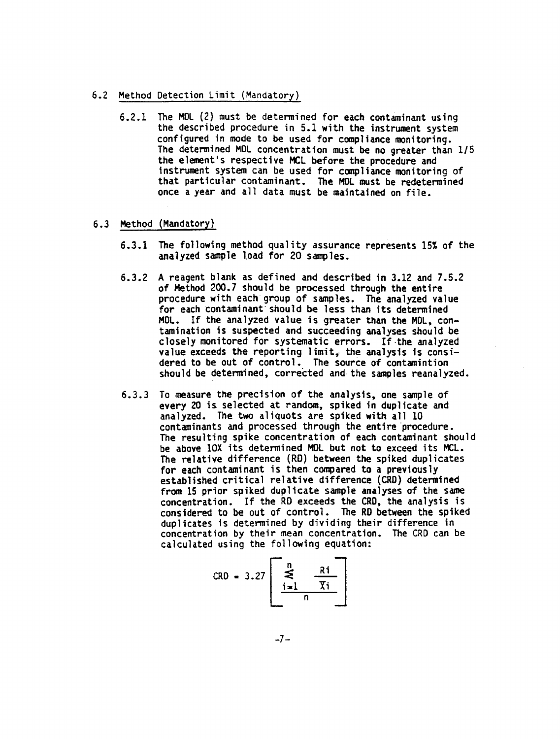### 6.2 Method Detection Limit (Mandatory)

6.2.1 The MDL (2) must be determined for each contaminant using the described procedure in 5.1 with the instrument system configured in mode to be used for compliance monitoring. The determined MDL concentration must be no greater than 1/5 the element's respective MCL before the procedure and instrument system can be used for compliance monitoring of that particular contaminant. The MDL must be redetermined once a year and all data must be maintained on file.

### 6.3 Method (Mandatory)

6.3.1 The following method quality assurance represents 15% of the analyzed sample load for 20 samples.

6.3.2 A reagent blank as defined and described in 3.12 and 7.5.2 of Method 200.7 should be processed through the entire procedure with each group of samples. The analyzed value for each contaminant should be less than its determined MDL. If the analyzed value is greater than the MDL, contamination is suspected and succeeding analyses should be closely monitored for systematic errors. If the analyzed value exceeds the reporting limit, the analysis is considered to be out of control. The source of contamintion should be determined, corrected and the samples reanalyzed.

6.3.3 To measure the precision of the analysis, one sample of every 20 is selected at random, spiked in duplicate and analyzed. The two aliquots are spiked with all 10 contaminants and processed through the entire procedure. The resulting spike concentration of each contaminant should be above 10X its determined MDL but not to exceed its MCL. The relative difference (RD) between the spiked duplicates for each contaminant is then compared to a previously established critical relative difference (CRD) determined from 15 prior spiked duplicate sample analyses of the same concentration. If the RD exceeds the CRD, the analysis is considered to be out of control. The RD between the spiked duplicates is determined by dividing their difference in concentration by their mean concentration. The CRD can be calculated using the following equation:

$$CRD = 3.27 \left[ \frac{\sum_{i=1}^{n} \frac{R_i}{\bar{X}_i}}{n} \right]$$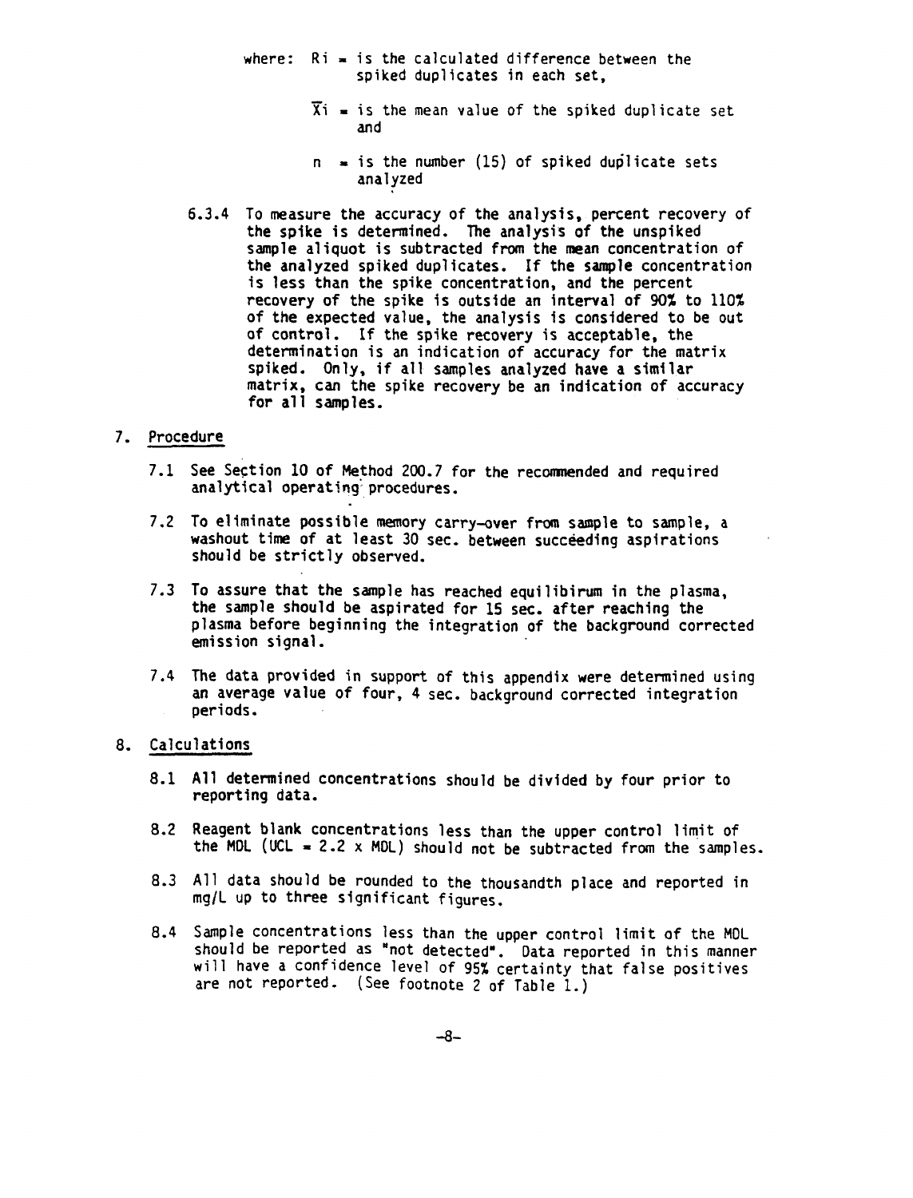where: $R_i$ = is the calculated difference between the spiked duplicates in each set,

$\overline{X}_i$ = is the mean value of the spiked duplicate set and

$n$ = is the number (15) of spiked duplicate sets analyzed

6.3.4 To measure the accuracy of the analysis, percent recovery of the spike is determined. The analysis of the unspiked sample aliquot is subtracted from the mean concentration of the analyzed spiked duplicates. If the sample concentration is less than the spike concentration, and the percent recovery of the spike is outside an interval of 90% to 110% of the expected value, the analysis is considered to be out of control. If the spike recovery is acceptable, the determination is an indication of accuracy for the matrix spiked. Only, if all samples analyzed have a similar matrix, can the spike recovery be an indication of accuracy for all samples.

## 7. Procedure

7.1 See Section 10 of Method 200.7 for the recommended and required analytical operating procedures.

7.2 To eliminate possible memory carry-over from sample to sample, a washout time of at least 30 sec. between succeeding aspirations should be strictly observed.

7.3 To assure that the sample has reached equilibirum in the plasma, the sample should be aspirated for 15 sec. after reaching the plasma before beginning the integration of the background corrected emission signal.

7.4 The data provided in support of this appendix were determined using an average value of four, 4 sec. background corrected integration periods.

## 8. Calculations

8.1 All determined concentrations should be divided by four prior to reporting data.

8.2 Reagent blank concentrations less than the upper control limit of the MDL (UCL = 2.2 x MDL) should not be subtracted from the samples.

8.3 All data should be rounded to the thousandth place and reported in mg/L up to three significant figures.

8.4 Sample concentrations less than the upper control limit of the MDL should be reported as "not detected". Data reported in this manner will have a confidence level of 95% certainty that false positives are not reported. (See footnote 2 of Table 1.)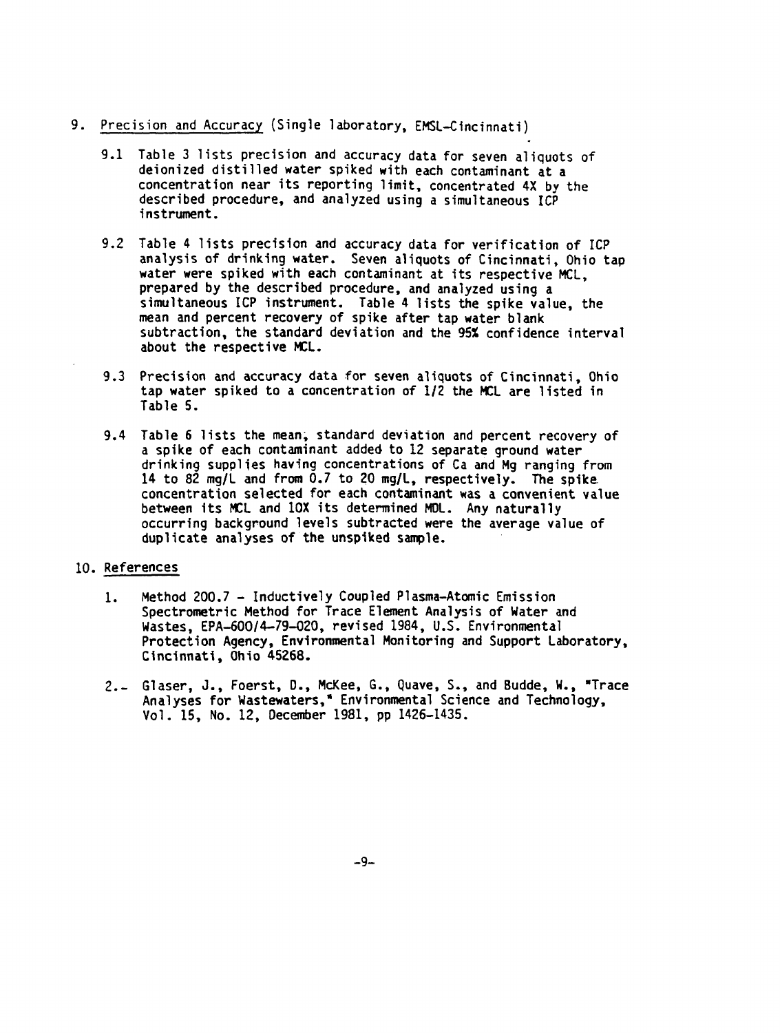## 9. Precision and Accuracy (Single laboratory, EMSL-Cincinnati)

9.1 Table 3 lists precision and accuracy data for seven aliquots of deionized distilled water spiked with each contaminant at a concentration near its reporting limit, concentrated 4X by the described procedure, and analyzed using a simultaneous ICP instrument.

9.2 Table 4 lists precision and accuracy data for verification of ICP analysis of drinking water. Seven aliquots of Cincinnati, Ohio tap water were spiked with each contaminant at its respective MCL, prepared by the described procedure, and analyzed using a simultaneous ICP instrument. Table 4 lists the spike value, the mean and percent recovery of spike after tap water blank subtraction, the standard deviation and the 95% confidence interval about the respective MCL.

9.3 Precision and accuracy data for seven aliquots of Cincinnati, Ohio tap water spiked to a concentration of 1/2 the MCL are listed in Table 5.

9.4 Table 6 lists the mean, standard deviation and percent recovery of a spike of each contaminant added to 12 separate ground water drinking supplies having concentrations of Ca and Mg ranging from 14 to 82 mg/L and from 0.7 to 20 mg/L, respectively. The spike concentration selected for each contaminant was a convenient value between its MCL and 10X its determined MDL. Any naturally occurring background levels subtracted were the average value of duplicate analyses of the unspiked sample.

## 10. References

1. Method 200.7 - Inductively Coupled Plasma-Atomic Emission Spectrometric Method for Trace Element Analysis of Water and Wastes, EPA-600/4-79-020, revised 1984, U.S. Environmental Protection Agency, Environmental Monitoring and Support Laboratory, Cincinnati, Ohio 45268.

2. Glaser, J., Foerst, D., McKee, G., Quave, S., and Budde, W., "Trace Analyses for Wastewaters," Environmental Science and Technology, Vol. 15, No. 12, December 1981, pp 1426-1435.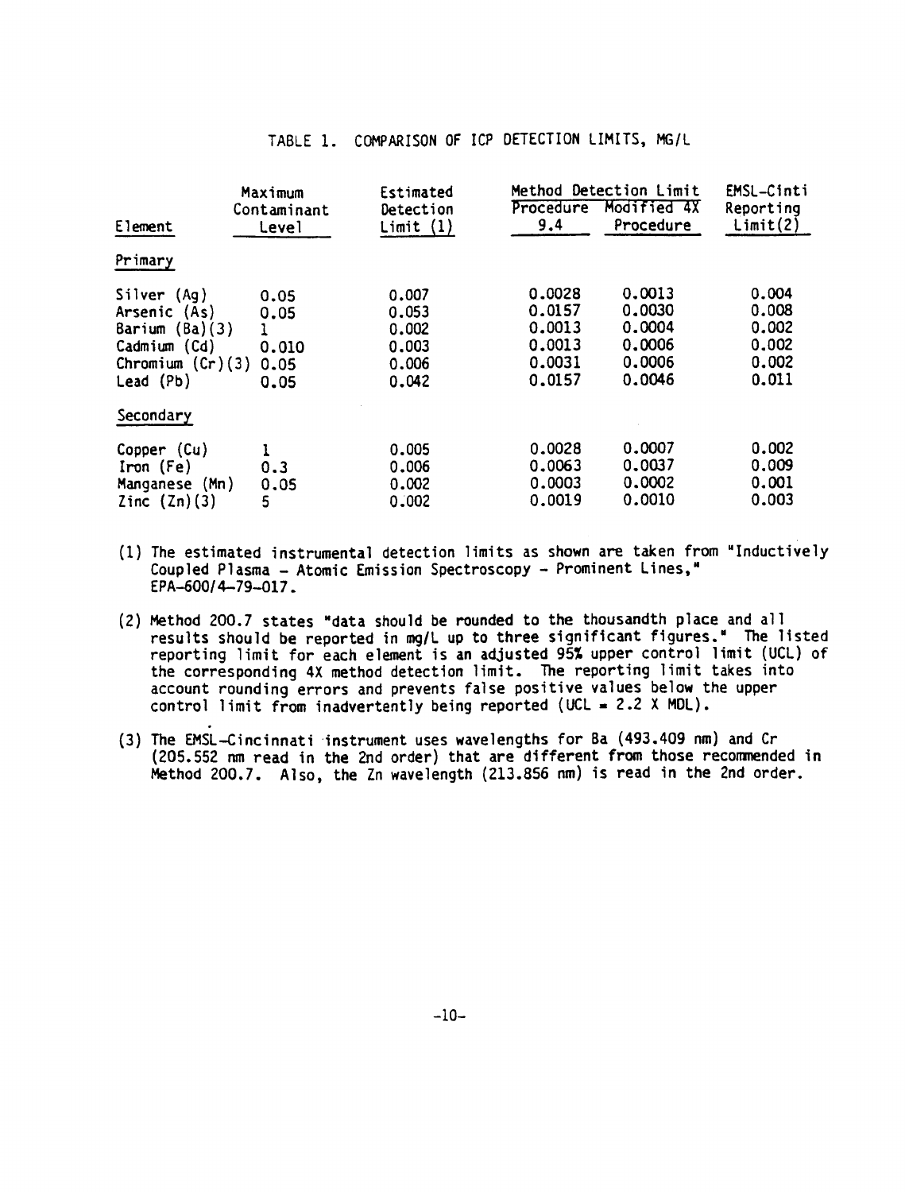TABLE 1. COMPARISON OF ICP DETECTION LIMITS, MG/L

| Element | Maximum Contaminant Level | Estimated Detection Limit (1) | Method Detection Limit | | EMSL-Cinti Reporting Limit(2) |
|---|---|---|---|---|---|
| | | | Procedure 9.4 | Modified 4X Procedure | |
| **Primary** | | | | | |
| Silver (Ag) | 0.05 | 0.007 | 0.0028 | 0.0013 | 0.004 |
| Arsenic (As) | 0.05 | 0.053 | 0.0157 | 0.0030 | 0.008 |
| Barium (Ba)(3) | 1 | 0.002 | 0.0013 | 0.0004 | 0.002 |
| Cadmium (Cd) | 0.010 | 0.003 | 0.0013 | 0.0006 | 0.002 |
| Chromium (Cr)(3) | 0.05 | 0.006 | 0.0031 | 0.0006 | 0.002 |
| Lead (Pb) | 0.05 | 0.042 | 0.0157 | 0.0046 | 0.011 |
| **Secondary** | | | | | |
| Copper (Cu) | 1 | 0.005 | 0.0028 | 0.0007 | 0.002 |
| Iron (Fe) | 0.3 | 0.006 | 0.0063 | 0.0037 | 0.009 |
| Manganese (Mn) | 0.05 | 0.002 | 0.0003 | 0.0002 | 0.001 |
| Zinc (Zn)(3) | 5 | 0.002 | 0.0019 | 0.0010 | 0.003 |

(1) The estimated instrumental detection limits as shown are taken from "Inductively Coupled Plasma - Atomic Emission Spectroscopy - Prominent Lines," EPA-600/4-79-017.

(2) Method 200.7 states "data should be rounded to the thousandth place and all results should be reported in mg/L up to three significant figures." The listed reporting limit for each element is an adjusted 95% upper control limit (UCL) of the corresponding 4X method detection limit. The reporting limit takes into account rounding errors and prevents false positive values below the upper control limit from inadvertently being reported (UCL = 2.2 X MDL).

(3) The EMSL-Cincinnati instrument uses wavelengths for Ba (493.409 nm) and Cr (205.552 nm read in the 2nd order) that are different from those recommended in Method 200.7. Also, the Zn wavelength (213.856 nm) is read in the 2nd order.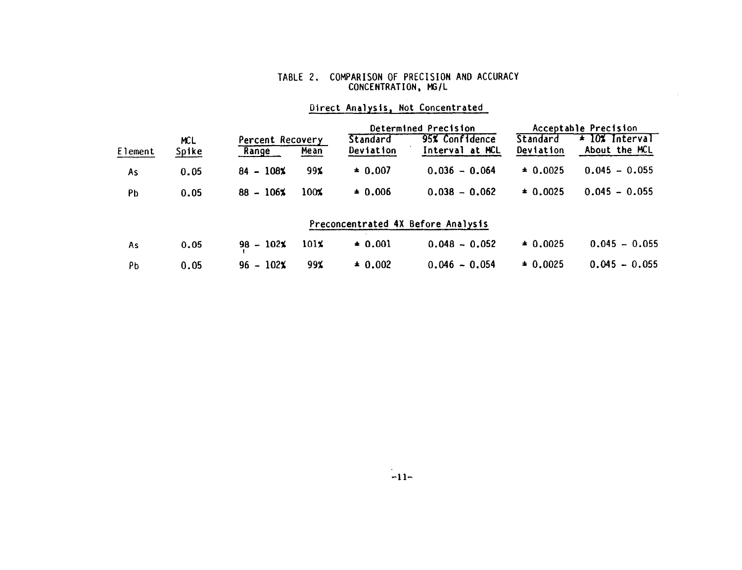TABLE 2. COMPARISON OF PRECISION AND ACCURACY
CONCENTRATION, MG/L

| Element | MCL Spike | Percent Recovery | | Determined Precision | | Acceptable Precision | |
|---|---|---|---|---|---|---|---|
| | | Range | Mean | Standard Deviation | 95% Confidence Interval at MCL | Standard Deviation | ± 10% Interval About the MCL |
| **Direct Analysis, Not Concentrated** | | | | | | | |
| As | 0.05 | 84 - 108% | 99% | ± 0.007 | 0.036 - 0.064 | ± 0.0025 | 0.045 - 0.055 |
| Pb | 0.05 | 88 - 106% | 100% | ± 0.006 | 0.038 - 0.062 | ± 0.0025 | 0.045 - 0.055 |
| **Preconcentrated 4X Before Analysis** | | | | | | | |
| As | 0.05 | 98 - 102% | 101% | ± 0.001 | 0.048 - 0.052 | ± 0.0025 | 0.045 - 0.055 |
| Pb | 0.05 | 96 - 102% | 99% | ± 0.002 | 0.046 - 0.054 | ± 0.0025 | 0.045 - 0.055 |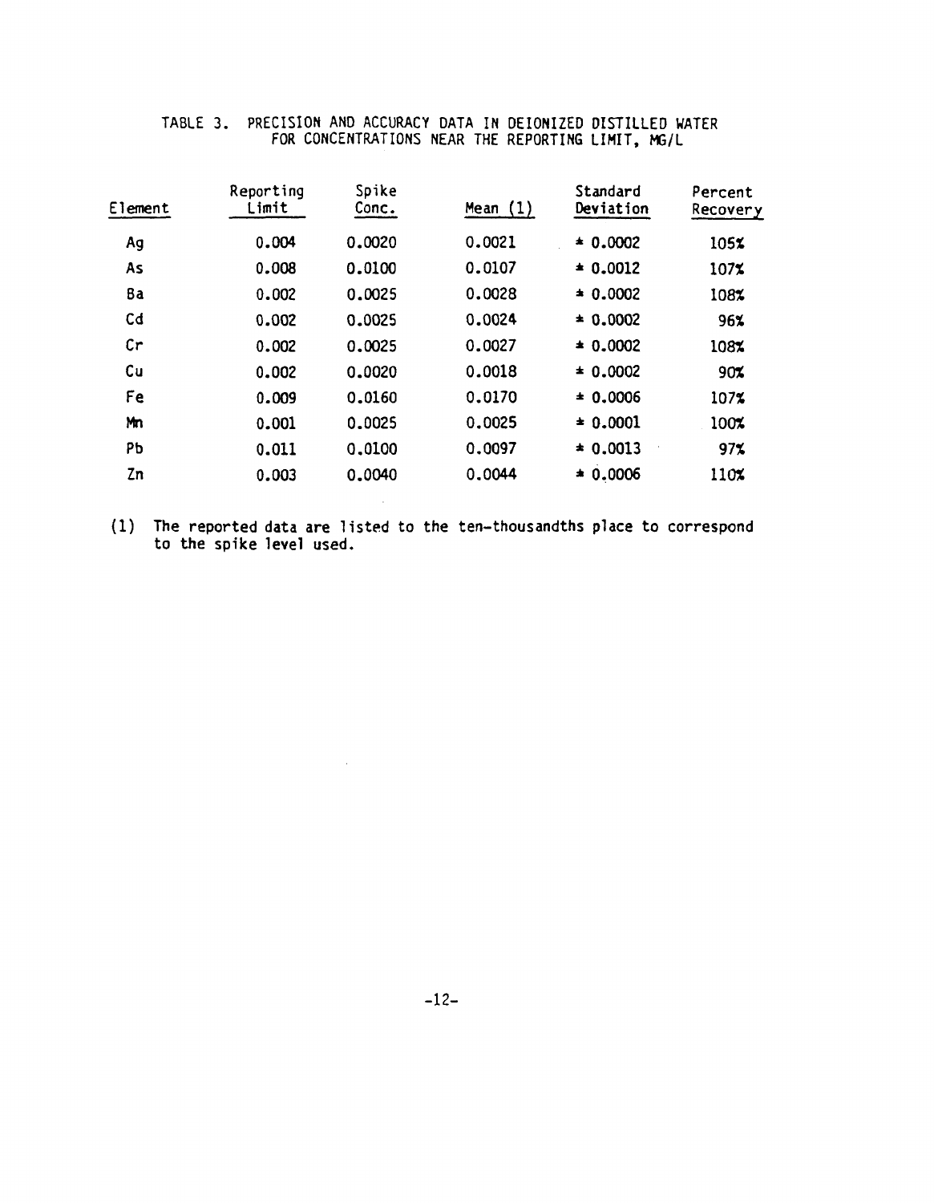TABLE 3. PRECISION AND ACCURACY DATA IN DEIONIZED DISTILLED WATER FOR CONCENTRATIONS NEAR THE REPORTING LIMIT, MG/L

| Element | Reporting Limit | Spike Conc. | Mean (1) | Standard Deviation | Percent Recovery |
|---|---|---|---|---|---|
| Ag | 0.004 | 0.0020 | 0.0021 | ± 0.0002 | 105% |
| As | 0.008 | 0.0100 | 0.0107 | ± 0.0012 | 107% |
| Ba | 0.002 | 0.0025 | 0.0028 | ± 0.0002 | 108% |
| Cd | 0.002 | 0.0025 | 0.0024 | ± 0.0002 | 96% |
| Cr | 0.002 | 0.0025 | 0.0027 | ± 0.0002 | 108% |
| Cu | 0.002 | 0.0020 | 0.0018 | ± 0.0002 | 90% |
| Fe | 0.009 | 0.0160 | 0.0170 | ± 0.0006 | 107% |
| Mn | 0.001 | 0.0025 | 0.0025 | ± 0.0001 | 100% |
| Pb | 0.011 | 0.0100 | 0.0097 | ± 0.0013 | 97% |
| Zn | 0.003 | 0.0040 | 0.0044 | ± 0.0006 | 110% |

(1) The reported data are listed to the ten-thousandths place to correspond to the spike level used.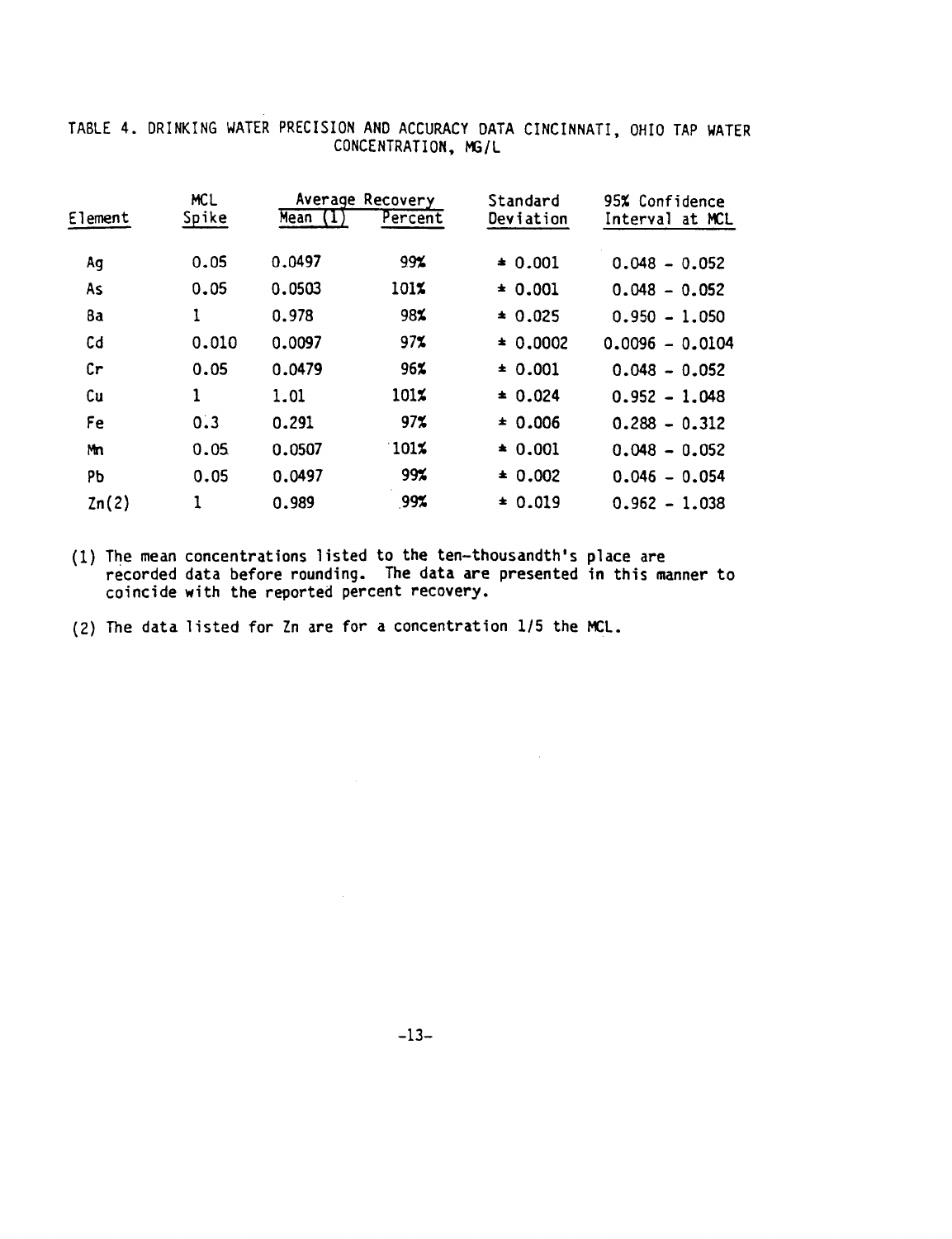TABLE 4. DRINKING WATER PRECISION AND ACCURACY DATA CINCINNATI, OHIO TAP WATER CONCENTRATION, MG/L

| Element | MCL Spike | Average Recovery | | Standard Deviation | 95% Confidence Interval at MCL |
|---|---|---|---|---|---|
| | | Mean (1) | Percent | | |
| Ag | 0.05 | 0.0497 | 99% | ± 0.001 | 0.048 - 0.052 |
| As | 0.05 | 0.0503 | 101% | ± 0.001 | 0.048 - 0.052 |
| Ba | 1 | 0.978 | 98% | ± 0.025 | 0.950 - 1.050 |
| Cd | 0.010 | 0.0097 | 97% | ± 0.0002 | 0.0096 - 0.0104 |
| Cr | 0.05 | 0.0479 | 96% | ± 0.001 | 0.048 - 0.052 |
| Cu | 1 | 1.01 | 101% | ± 0.024 | 0.952 - 1.048 |
| Fe | 0.3 | 0.291 | 97% | ± 0.006 | 0.288 - 0.312 |
| Mn | 0.05 | 0.0507 | 101% | ± 0.001 | 0.048 - 0.052 |
| Pb | 0.05 | 0.0497 | 99% | ± 0.002 | 0.046 - 0.054 |
| Zn(2) | 1 | 0.989 | 99% | ± 0.019 | 0.962 - 1.038 |

(1) The mean concentrations listed to the ten-thousandth's place are recorded data before rounding. The data are presented in this manner to coincide with the reported percent recovery.

(2) The data listed for Zn are for a concentration 1/5 the MCL.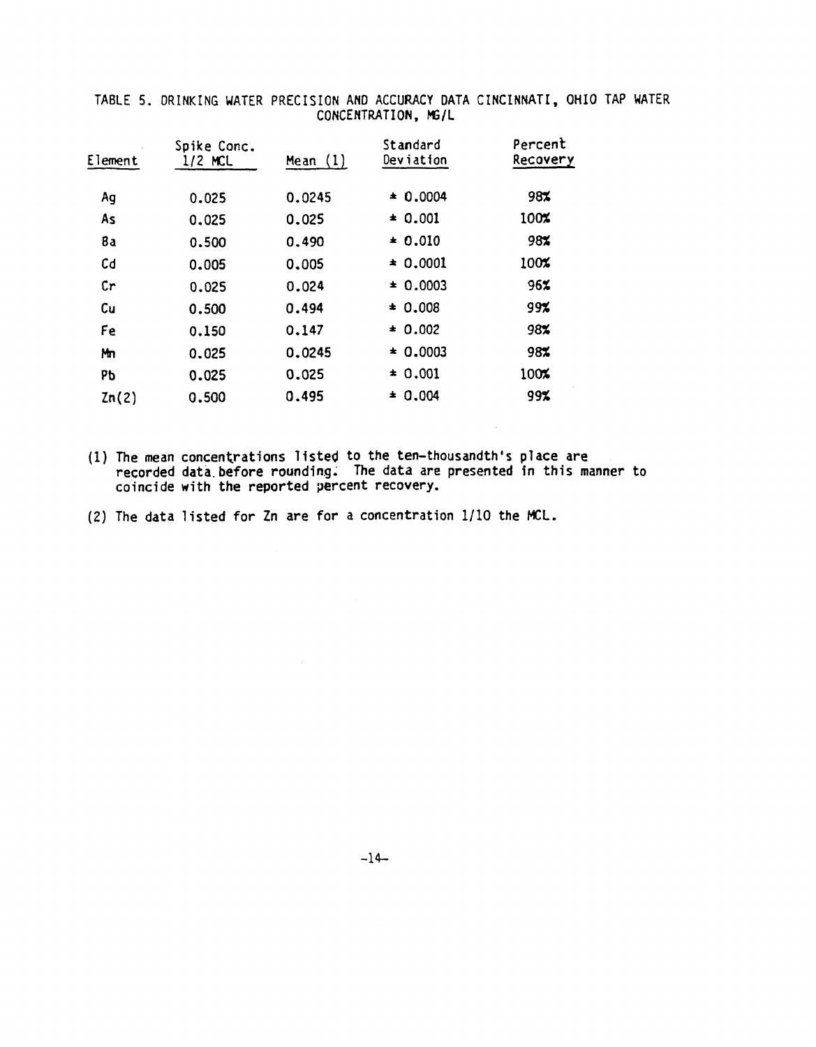TABLE 5. DRINKING WATER PRECISION AND ACCURACY DATA CINCINNATI, OHIO TAP WATER CONCENTRATION, MG/L

| Element | Spike Conc. 1/2 MCL | Mean (1) | Standard Deviation | Percent Recovery |
|---|---|---|---|---|
| Ag | 0.025 | 0.0245 | ± 0.0004 | 98% |
| As | 0.025 | 0.025 | ± 0.001 | 100% |
| Ba | 0.500 | 0.490 | ± 0.010 | 98% |
| Cd | 0.005 | 0.005 | ± 0.0001 | 100% |
| Cr | 0.025 | 0.024 | ± 0.0003 | 96% |
| Cu | 0.500 | 0.494 | ± 0.008 | 99% |
| Fe | 0.150 | 0.147 | ± 0.002 | 98% |
| Mn | 0.025 | 0.0245 | ± 0.0003 | 98% |
| Pb | 0.025 | 0.025 | ± 0.001 | 100% |
| Zn(2) | 0.500 | 0.495 | ± 0.004 | 99% |

(1) The mean concentrations listed to the ten-thousandth's place are recorded data before rounding. The data are presented in this manner to coincide with the reported percent recovery.

(2) The data listed for Zn are for a concentration 1/10 the MCL.